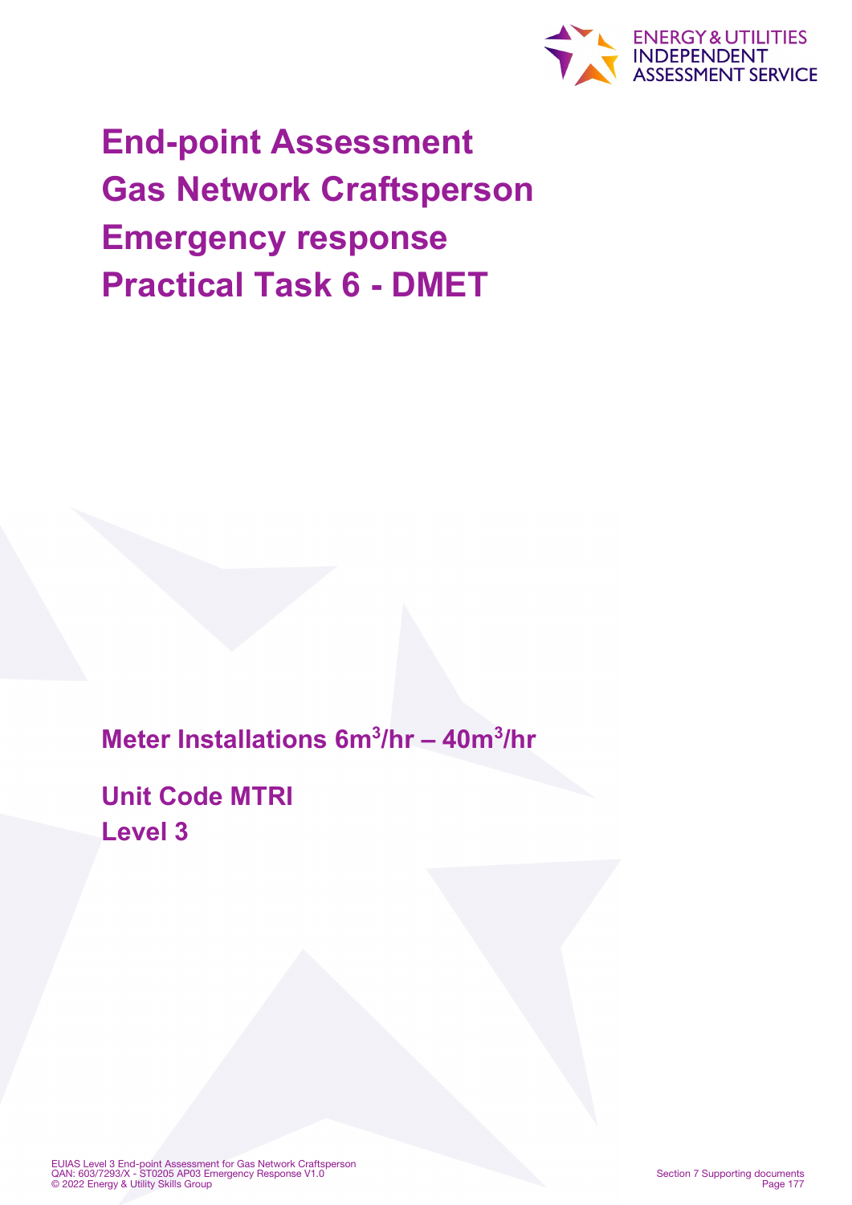# End-point Assessment Gas Network Craftsperson Emergency response Practical Task 6 - DMET

## Meter Installations $6m^3/hr$ – $40m^3/hr$

## Unit Code MTRI
## Level 3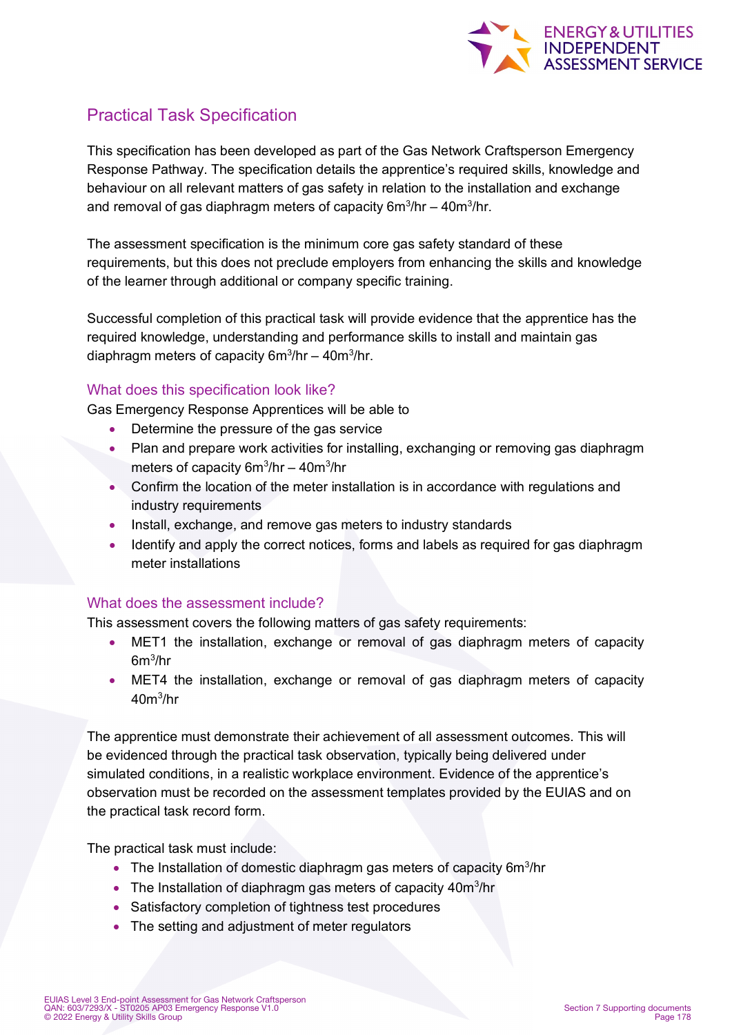## Practical Task Specification

This specification has been developed as part of the Gas Network Craftsperson Emergency Response Pathway. The specification details the apprentice's required skills, knowledge and behaviour on all relevant matters of gas safety in relation to the installation and exchange and removal of gas diaphragm meters of capacity $6m^3/hr – 40m^3/hr$.

The assessment specification is the minimum core gas safety standard of these requirements, but this does not preclude employers from enhancing the skills and knowledge of the learner through additional or company specific training.

Successful completion of this practical task will provide evidence that the apprentice has the required knowledge, understanding and performance skills to install and maintain gas diaphragm meters of capacity $6m^3/hr – 40m^3/hr$.

### What does this specification look like?

Gas Emergency Response Apprentices will be able to

- Determine the pressure of the gas service
- Plan and prepare work activities for installing, exchanging or removing gas diaphragm meters of capacity $6m^3/hr – 40m^3/hr$
- Confirm the location of the meter installation is in accordance with regulations and industry requirements
- Install, exchange, and remove gas meters to industry standards
- Identify and apply the correct notices, forms and labels as required for gas diaphragm meter installations

### What does the assessment include?

This assessment covers the following matters of gas safety requirements:

- MET1 the installation, exchange or removal of gas diaphragm meters of capacity $6m^3/hr$
- MET4 the installation, exchange or removal of gas diaphragm meters of capacity $40m^3/hr$

The apprentice must demonstrate their achievement of all assessment outcomes. This will be evidenced through the practical task observation, typically being delivered under simulated conditions, in a realistic workplace environment. Evidence of the apprentice's observation must be recorded on the assessment templates provided by the EUIAS and on the practical task record form.

The practical task must include:

- The Installation of domestic diaphragm gas meters of capacity $6m^3/hr$
- The Installation of diaphragm gas meters of capacity $40m^3/hr$
- Satisfactory completion of tightness test procedures
- The setting and adjustment of meter regulators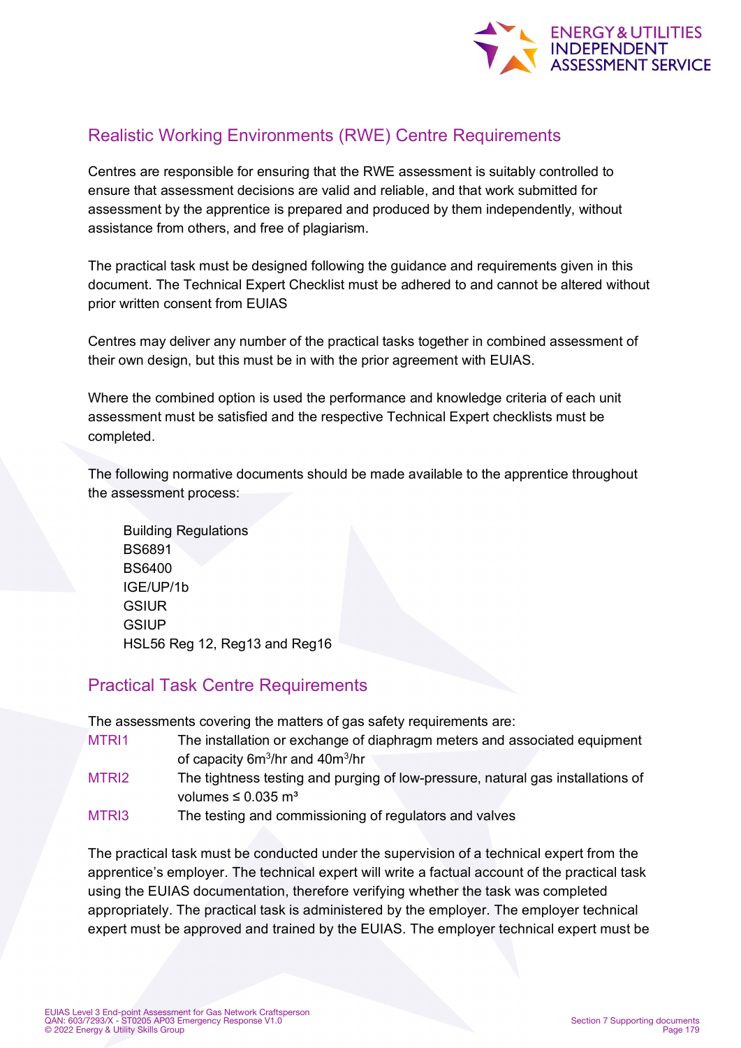## Realistic Working Environments (RWE) Centre Requirements

Centres are responsible for ensuring that the RWE assessment is suitably controlled to ensure that assessment decisions are valid and reliable, and that work submitted for assessment by the apprentice is prepared and produced by them independently, without assistance from others, and free of plagiarism.

The practical task must be designed following the guidance and requirements given in this document. The Technical Expert Checklist must be adhered to and cannot be altered without prior written consent from EUIAS

Centres may deliver any number of the practical tasks together in combined assessment of their own design, but this must be in with the prior agreement with EUIAS.

Where the combined option is used the performance and knowledge criteria of each unit assessment must be satisfied and the respective Technical Expert checklists must be completed.

The following normative documents should be made available to the apprentice throughout the assessment process:

Building Regulations
BS6891
BS6400
IGE/UP/1b
GSIUR
GSIUP
HSL56 Reg 12, Reg13 and Reg16

## Practical Task Centre Requirements

The assessments covering the matters of gas safety requirements are:

| | |
|---|---|
| MTRI1 | The installation or exchange of diaphragm meters and associated equipment of capacity 6m$^3$/hr and 40m$^3$/hr |
| MTRI2 | The tightness testing and purging of low-pressure, natural gas installations of volumes ≤ 0.035 m$^3$ |
| MTRI3 | The testing and commissioning of regulators and valves |

The practical task must be conducted under the supervision of a technical expert from the apprentice's employer. The technical expert will write a factual account of the practical task using the EUIAS documentation, therefore verifying whether the task was completed appropriately. The practical task is administered by the employer. The employer technical expert must be approved and trained by the EUIAS. The employer technical expert must be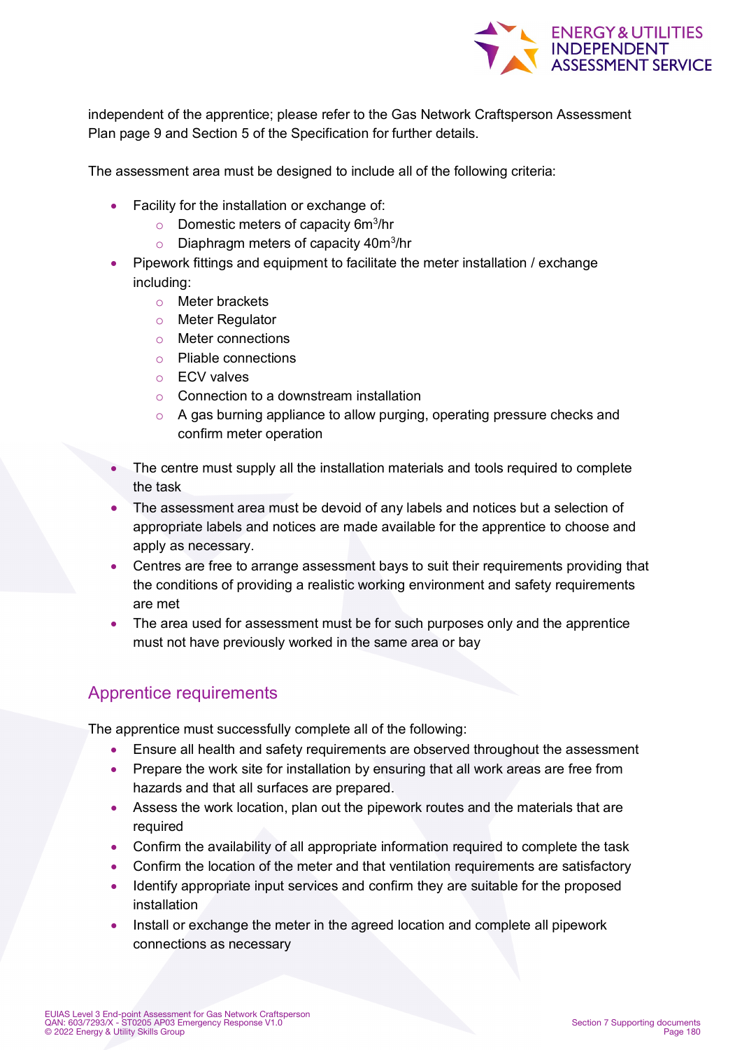independent of the apprentice; please refer to the Gas Network Craftsperson Assessment Plan page 9 and Section 5 of the Specification for further details.

The assessment area must be designed to include all of the following criteria:

- Facility for the installation or exchange of:
  - Domestic meters of capacity $6m^3$/hr
  - Diaphragm meters of capacity $40m^3$/hr
- Pipework fittings and equipment to facilitate the meter installation / exchange including:
  - Meter brackets
  - Meter Regulator
  - Meter connections
  - Pliable connections
  - ECV valves
  - Connection to a downstream installation
  - A gas burning appliance to allow purging, operating pressure checks and confirm meter operation
- The centre must supply all the installation materials and tools required to complete the task
- The assessment area must be devoid of any labels and notices but a selection of appropriate labels and notices are made available for the apprentice to choose and apply as necessary.
- Centres are free to arrange assessment bays to suit their requirements providing that the conditions of providing a realistic working environment and safety requirements are met
- The area used for assessment must be for such purposes only and the apprentice must not have previously worked in the same area or bay

## Apprentice requirements

The apprentice must successfully complete all of the following:

- Ensure all health and safety requirements are observed throughout the assessment
- Prepare the work site for installation by ensuring that all work areas are free from hazards and that all surfaces are prepared.
- Assess the work location, plan out the pipework routes and the materials that are required
- Confirm the availability of all appropriate information required to complete the task
- Confirm the location of the meter and that ventilation requirements are satisfactory
- Identify appropriate input services and confirm they are suitable for the proposed installation
- Install or exchange the meter in the agreed location and complete all pipework connections as necessary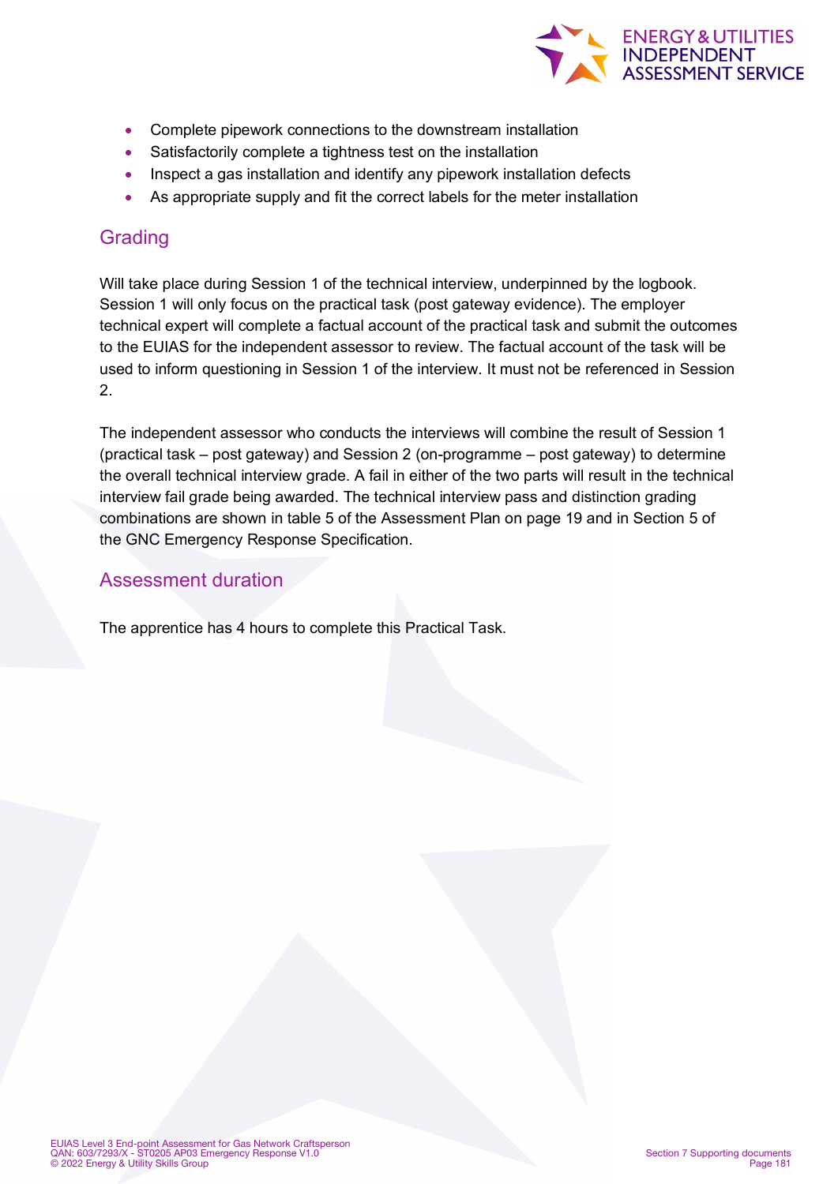- Complete pipework connections to the downstream installation
- Satisfactorily complete a tightness test on the installation
- Inspect a gas installation and identify any pipework installation defects
- As appropriate supply and fit the correct labels for the meter installation

## Grading

Will take place during Session 1 of the technical interview, underpinned by the logbook. Session 1 will only focus on the practical task (post gateway evidence). The employer technical expert will complete a factual account of the practical task and submit the outcomes to the EUIAS for the independent assessor to review. The factual account of the task will be used to inform questioning in Session 1 of the interview. It must not be referenced in Session 2.

The independent assessor who conducts the interviews will combine the result of Session 1 (practical task – post gateway) and Session 2 (on-programme – post gateway) to determine the overall technical interview grade. A fail in either of the two parts will result in the technical interview fail grade being awarded. The technical interview pass and distinction grading combinations are shown in table 5 of the Assessment Plan on page 19 and in Section 5 of the GNC Emergency Response Specification.

## Assessment duration

The apprentice has 4 hours to complete this Practical Task.